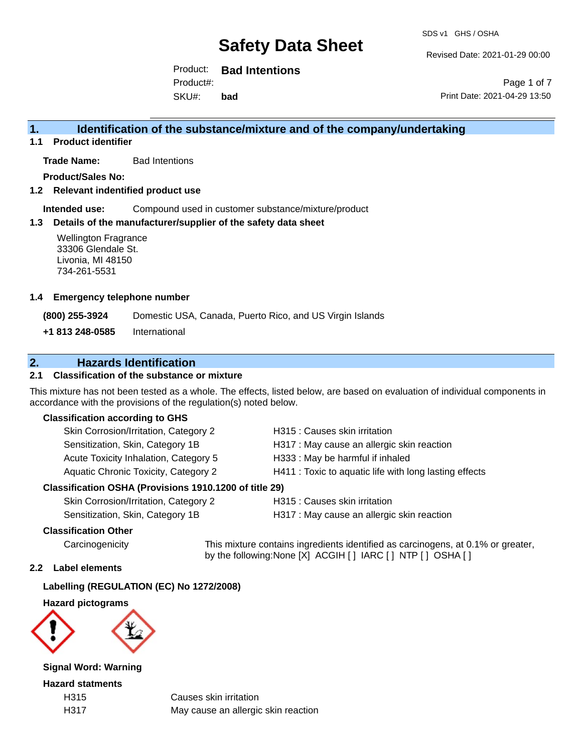# Safety Data Sheet

SDS v1 GHS / OSHA

Revised Date: 2021-01-29 00:00

Product: **Bad Intentions**

Product#:

SKU#: **bad**

Print Date: 2021-04-29 13:50

## 1. Identification of the substance/mixture and of the company/undertaking

### 1.1 Product identifier

**Trade Name:** Bad Intentions

**Product/Sales No:**

### 1.2 Relevant identified product use

**Intended use:** Compound used in customer substance/mixture/product

### 1.3 Details of the manufacturer/supplier of the safety data sheet

Wellington Fragrance
33306 Glendale St.
Livonia, MI 48150
734-261-5531

### 1.4 Emergency telephone number

**(800) 255-3924** Domestic USA, Canada, Puerto Rico, and US Virgin Islands

**+1 813 248-0585** International

## 2. Hazards Identification

### 2.1 Classification of the substance or mixture

This mixture has not been tested as a whole. The effects, listed below, are based on evaluation of individual components in accordance with the provisions of the regulation(s) noted below.

**Classification according to GHS**

| | |
|---|---|
| Skin Corrosion/Irritation, Category 2 | H315 : Causes skin irritation |
| Sensitization, Skin, Category 1B | H317 : May cause an allergic skin reaction |
| Acute Toxicity Inhalation, Category 5 | H333 : May be harmful if inhaled |
| Aquatic Chronic Toxicity, Category 2 | H411 : Toxic to aquatic life with long lasting effects |

**Classification OSHA (Provisions 1910.1200 of title 29)**

| | |
|---|---|
| Skin Corrosion/Irritation, Category 2 | H315 : Causes skin irritation |
| Sensitization, Skin, Category 1B | H317 : May cause an allergic skin reaction |

**Classification Other**

Carcinogenicity — This mixture contains ingredients identified as carcinogens, at 0.1% or greater, by the following:None [X] ACGIH [ ] IARC [ ] NTP [ ] OSHA [ ]

### 2.2 Label elements

**Labelling (REGULATION (EC) No 1272/2008)**

**Hazard pictograms**

**Signal Word: Warning**

**Hazard statments**

| | |
|---|---|
| H315 | Causes skin irritation |
| H317 | May cause an allergic skin reaction |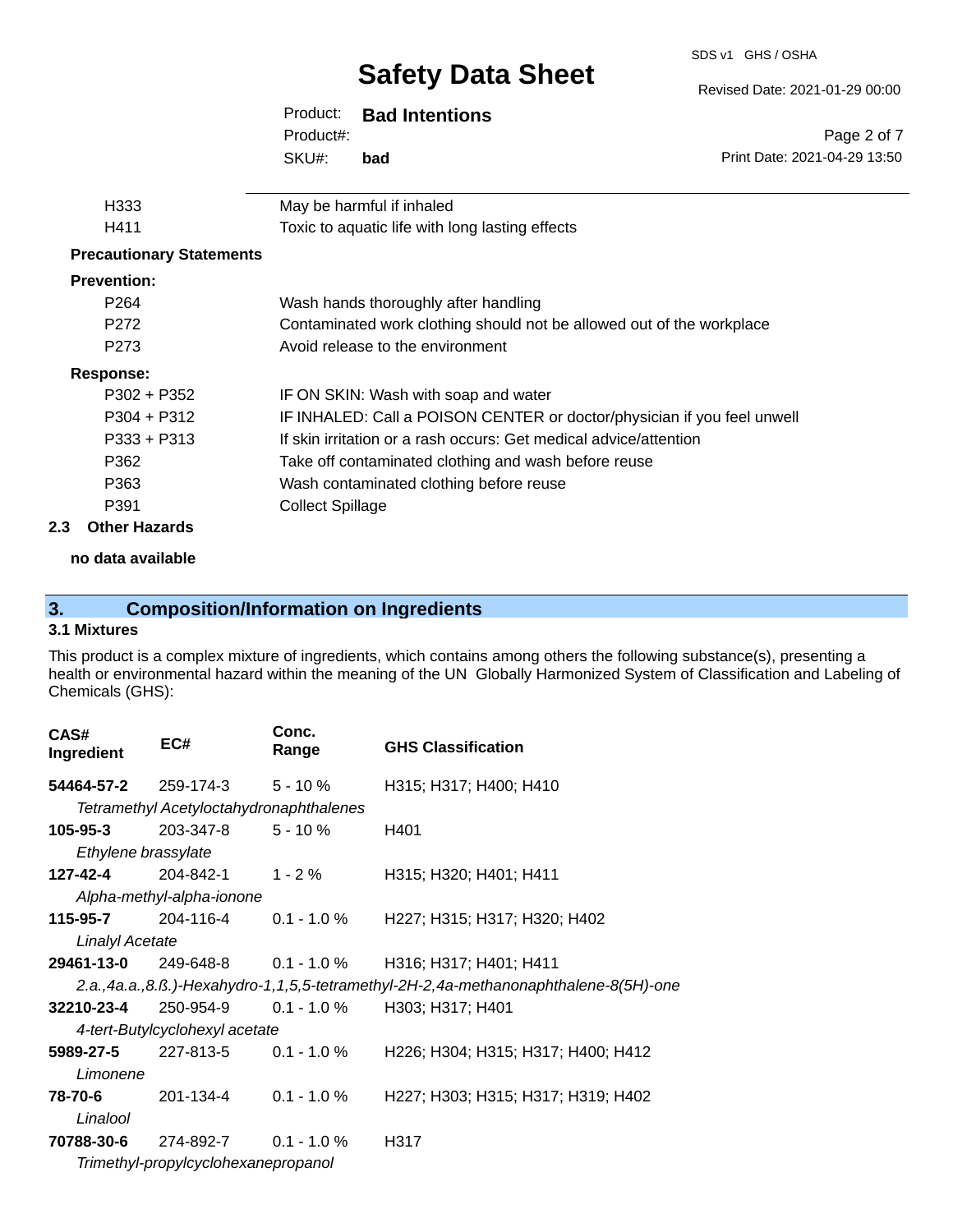| | |
|---|---|
| H333 | May be harmful if inhaled |
| H411 | Toxic to aquatic life with long lasting effects |

**Precautionary Statements**

**Prevention:**

| | |
|---|---|
| P264 | Wash hands thoroughly after handling |
| P272 | Contaminated work clothing should not be allowed out of the workplace |
| P273 | Avoid release to the environment |

**Response:**

| | |
|---|---|
| P302 + P352 | IF ON SKIN: Wash with soap and water |
| P304 + P312 | IF INHALED: Call a POISON CENTER or doctor/physician if you feel unwell |
| P333 + P313 | If skin irritation or a rash occurs: Get medical advice/attention |
| P362 | Take off contaminated clothing and wash before reuse |
| P363 | Wash contaminated clothing before reuse |
| P391 | Collect Spillage |

## 2.3 Other Hazards

**no data available**

## 3. Composition/Information on Ingredients

### 3.1 Mixtures

This product is a complex mixture of ingredients, which contains among others the following substance(s), presenting a health or environmental hazard within the meaning of the UN Globally Harmonized System of Classification and Labeling of Chemicals (GHS):

| CAS# Ingredient | EC# | Conc. Range | GHS Classification |
|---|---|---|---|
| **54464-57-2** | 259-174-3 | 5 - 10 % | H315; H317; H400; H410 |
| *Tetramethyl Acetyloctahydronaphthalenes* | | | |
| **105-95-3** | 203-347-8 | 5 - 10 % | H401 |
| *Ethylene brassylate* | | | |
| **127-42-4** | 204-842-1 | 1 - 2 % | H315; H320; H401; H411 |
| *Alpha-methyl-alpha-ionone* | | | |
| **115-95-7** | 204-116-4 | 0.1 - 1.0 % | H227; H315; H317; H320; H402 |
| *Linalyl Acetate* | | | |
| **29461-13-0** | 249-648-8 | 0.1 - 1.0 % | H316; H317; H401; H411 |
| *2.a.,4a.a.,8.ß.)-Hexahydro-1,1,5,5-tetramethyl-2H-2,4a-methanonaphthalene-8(5H)-one* | | | |
| **32210-23-4** | 250-954-9 | 0.1 - 1.0 % | H303; H317; H401 |
| *4-tert-Butylcyclohexyl acetate* | | | |
| **5989-27-5** | 227-813-5 | 0.1 - 1.0 % | H226; H304; H315; H317; H400; H412 |
| *Limonene* | | | |
| **78-70-6** | 201-134-4 | 0.1 - 1.0 % | H227; H303; H315; H317; H319; H402 |
| *Linalool* | | | |
| **70788-30-6** | 274-892-7 | 0.1 - 1.0 % | H317 |
| *Trimethyl-propylcyclohexanepropanol* | | | |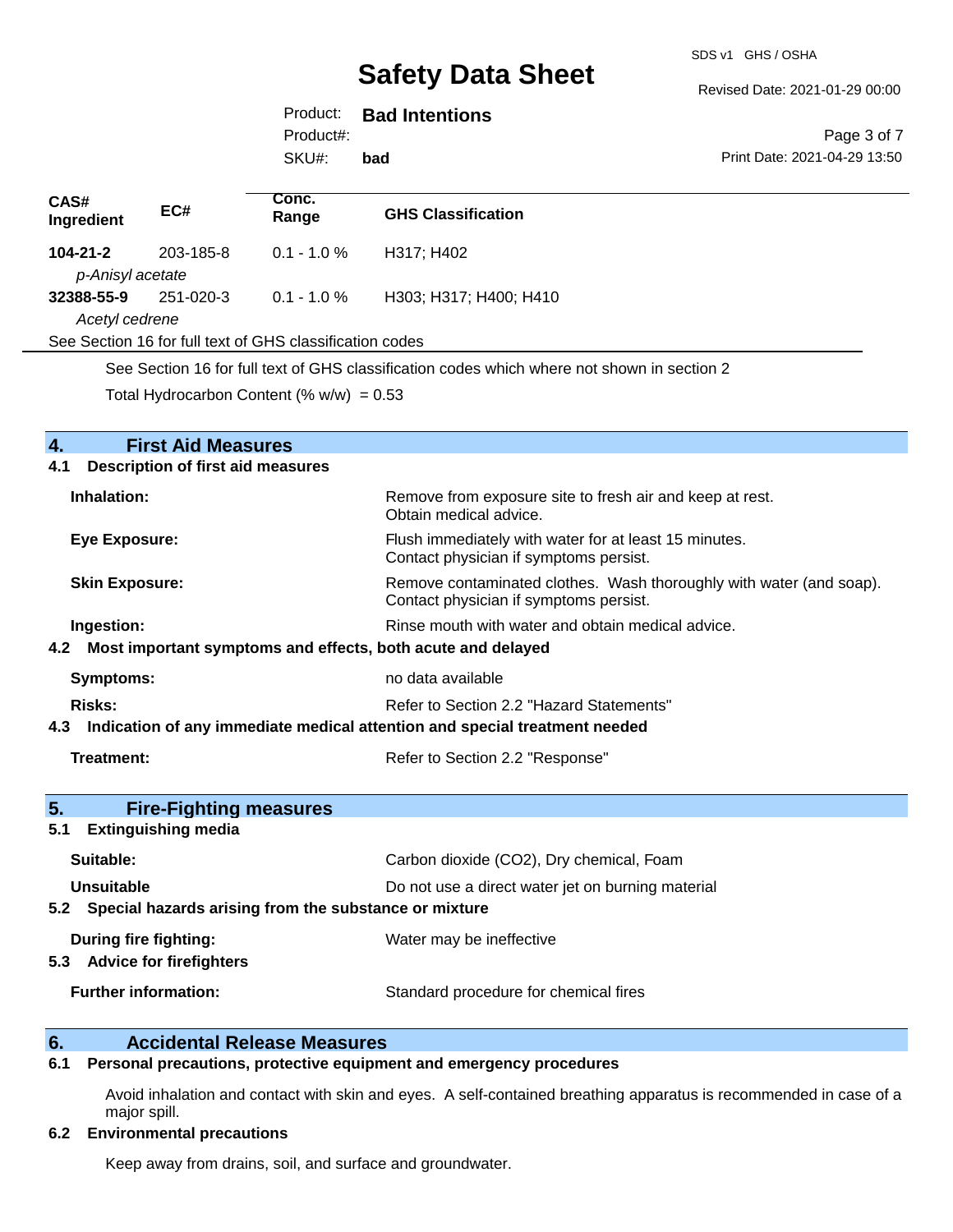| CAS# Ingredient | EC# | Conc. Range | GHS Classification |
|---|---|---|---|
| **104-21-2** *p-Anisyl acetate* | 203-185-8 | 0.1 - 1.0 % | H317; H402 |
| **32388-55-9** *Acetyl cedrene* | 251-020-3 | 0.1 - 1.0 % | H303; H317; H400; H410 |

See Section 16 for full text of GHS classification codes

See Section 16 for full text of GHS classification codes which where not shown in section 2

Total Hydrocarbon Content (% w/w) = 0.53

## 4. First Aid Measures

### 4.1 Description of first aid measures

**Inhalation:** Remove from exposure site to fresh air and keep at rest. Obtain medical advice.

**Eye Exposure:** Flush immediately with water for at least 15 minutes. Contact physician if symptoms persist.

**Skin Exposure:** Remove contaminated clothes. Wash thoroughly with water (and soap). Contact physician if symptoms persist.

**Ingestion:** Rinse mouth with water and obtain medical advice.

### 4.2 Most important symptoms and effects, both acute and delayed

**Symptoms:** no data available

**Risks:** Refer to Section 2.2 "Hazard Statements"

### 4.3 Indication of any immediate medical attention and special treatment needed

**Treatment:** Refer to Section 2.2 "Response"

## 5. Fire-Fighting measures

### 5.1 Extinguishing media

**Suitable:** Carbon dioxide (CO2), Dry chemical, Foam

**Unsuitable** Do not use a direct water jet on burning material

### 5.2 Special hazards arising from the substance or mixture

**During fire fighting:** Water may be ineffective

### 5.3 Advice for firefighters

**Further information:** Standard procedure for chemical fires

## 6. Accidental Release Measures

### 6.1 Personal precautions, protective equipment and emergency procedures

Avoid inhalation and contact with skin and eyes. A self-contained breathing apparatus is recommended in case of a major spill.

### 6.2 Environmental precautions

Keep away from drains, soil, and surface and groundwater.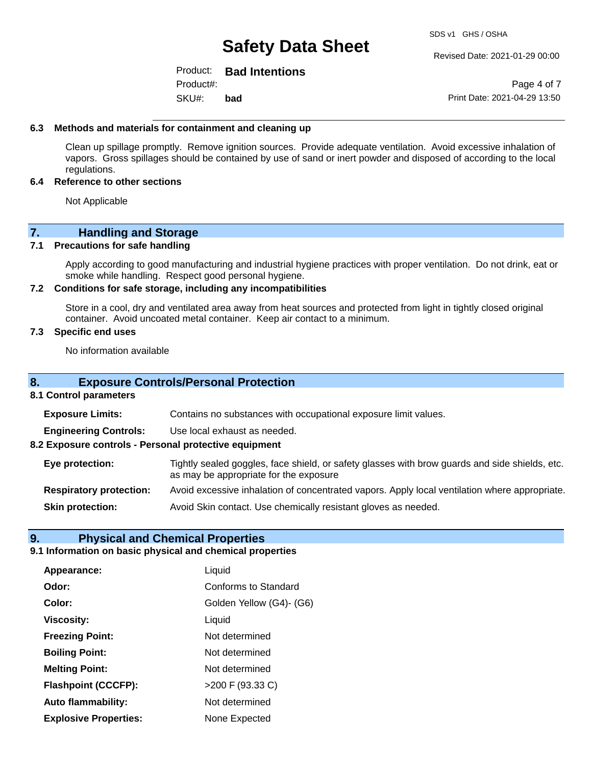### 6.3 Methods and materials for containment and cleaning up

Clean up spillage promptly. Remove ignition sources. Provide adequate ventilation. Avoid excessive inhalation of vapors. Gross spillages should be contained by use of sand or inert powder and disposed of according to the local regulations.

### 6.4 Reference to other sections

Not Applicable

## 7. Handling and Storage

### 7.1 Precautions for safe handling

Apply according to good manufacturing and industrial hygiene practices with proper ventilation. Do not drink, eat or smoke while handling. Respect good personal hygiene.

### 7.2 Conditions for safe storage, including any incompatibilities

Store in a cool, dry and ventilated area away from heat sources and protected from light in tightly closed original container. Avoid uncoated metal container. Keep air contact to a minimum.

### 7.3 Specific end uses

No information available

## 8. Exposure Controls/Personal Protection

### 8.1 Control parameters

**Exposure Limits:** Contains no substances with occupational exposure limit values.

**Engineering Controls:** Use local exhaust as needed.

### 8.2 Exposure controls - Personal protective equipment

**Eye protection:** Tightly sealed goggles, face shield, or safety glasses with brow guards and side shields, etc. as may be appropriate for the exposure

**Respiratory protection:** Avoid excessive inhalation of concentrated vapors. Apply local ventilation where appropriate.

**Skin protection:** Avoid Skin contact. Use chemically resistant gloves as needed.

## 9. Physical and Chemical Properties

### 9.1 Information on basic physical and chemical properties

| | |
|---|---|
| **Appearance:** | Liquid |
| **Odor:** | Conforms to Standard |
| **Color:** | Golden Yellow (G4)- (G6) |
| **Viscosity:** | Liquid |
| **Freezing Point:** | Not determined |
| **Boiling Point:** | Not determined |
| **Melting Point:** | Not determined |
| **Flashpoint (CCCFP):** | >200 F (93.33 C) |
| **Auto flammability:** | Not determined |
| **Explosive Properties:** | None Expected |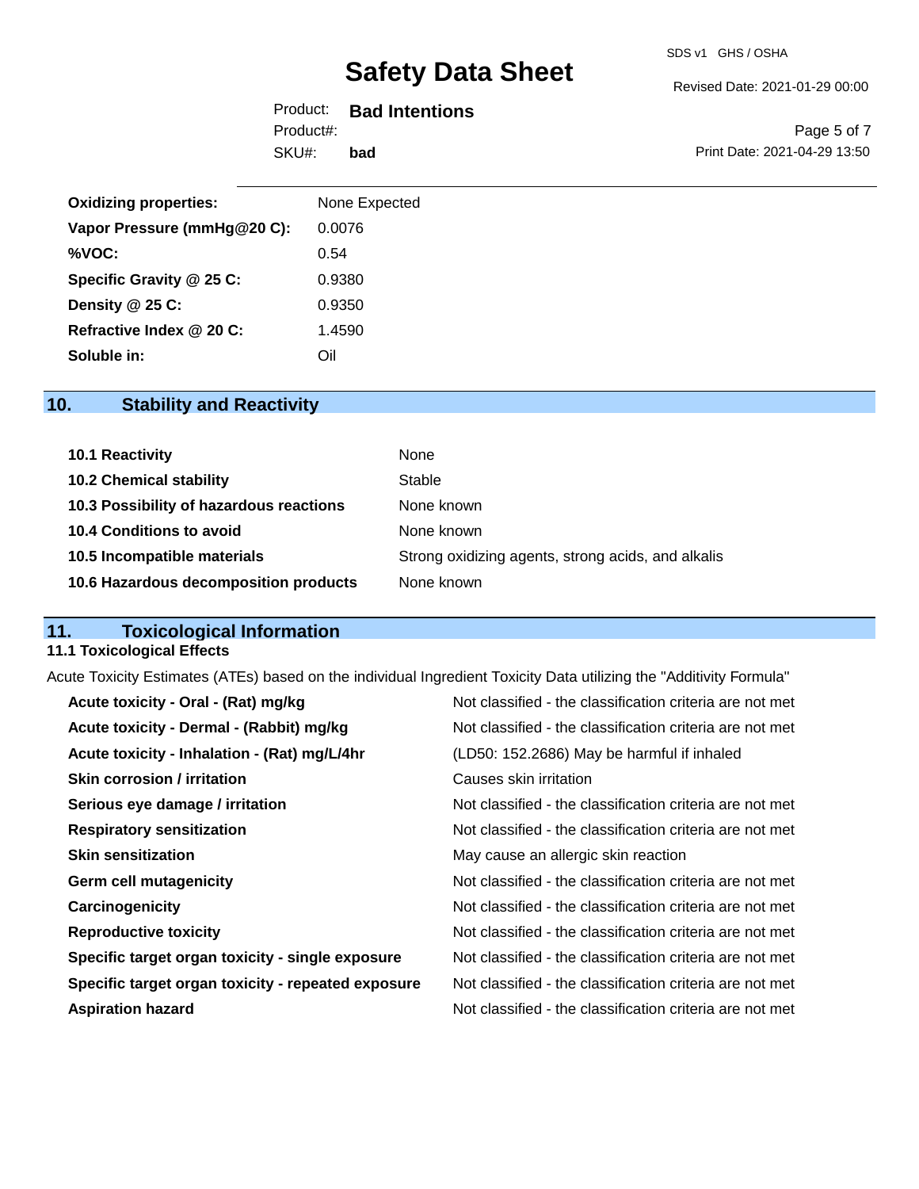| | |
|---|---|
| **Oxidizing properties:** | None Expected |
| **Vapor Pressure (mmHg@20 C):** | 0.0076 |
| **%VOC:** | 0.54 |
| **Specific Gravity @ 25 C:** | 0.9380 |
| **Density @ 25 C:** | 0.9350 |
| **Refractive Index @ 20 C:** | 1.4590 |
| **Soluble in:** | Oil |

## 10. Stability and Reactivity

| | |
|---|---|
| **10.1 Reactivity** | None |
| **10.2 Chemical stability** | Stable |
| **10.3 Possibility of hazardous reactions** | None known |
| **10.4 Conditions to avoid** | None known |
| **10.5 Incompatible materials** | Strong oxidizing agents, strong acids, and alkalis |
| **10.6 Hazardous decomposition products** | None known |

## 11. Toxicological Information

### 11.1 Toxicological Effects

Acute Toxicity Estimates (ATEs) based on the individual Ingredient Toxicity Data utilizing the "Additivity Formula"

| | |
|---|---|
| **Acute toxicity - Oral - (Rat) mg/kg** | Not classified - the classification criteria are not met |
| **Acute toxicity - Dermal - (Rabbit) mg/kg** | Not classified - the classification criteria are not met |
| **Acute toxicity - Inhalation - (Rat) mg/L/4hr** | (LD50: 152.2686) May be harmful if inhaled |
| **Skin corrosion / irritation** | Causes skin irritation |
| **Serious eye damage / irritation** | Not classified - the classification criteria are not met |
| **Respiratory sensitization** | Not classified - the classification criteria are not met |
| **Skin sensitization** | May cause an allergic skin reaction |
| **Germ cell mutagenicity** | Not classified - the classification criteria are not met |
| **Carcinogenicity** | Not classified - the classification criteria are not met |
| **Reproductive toxicity** | Not classified - the classification criteria are not met |
| **Specific target organ toxicity - single exposure** | Not classified - the classification criteria are not met |
| **Specific target organ toxicity - repeated exposure** | Not classified - the classification criteria are not met |
| **Aspiration hazard** | Not classified - the classification criteria are not met |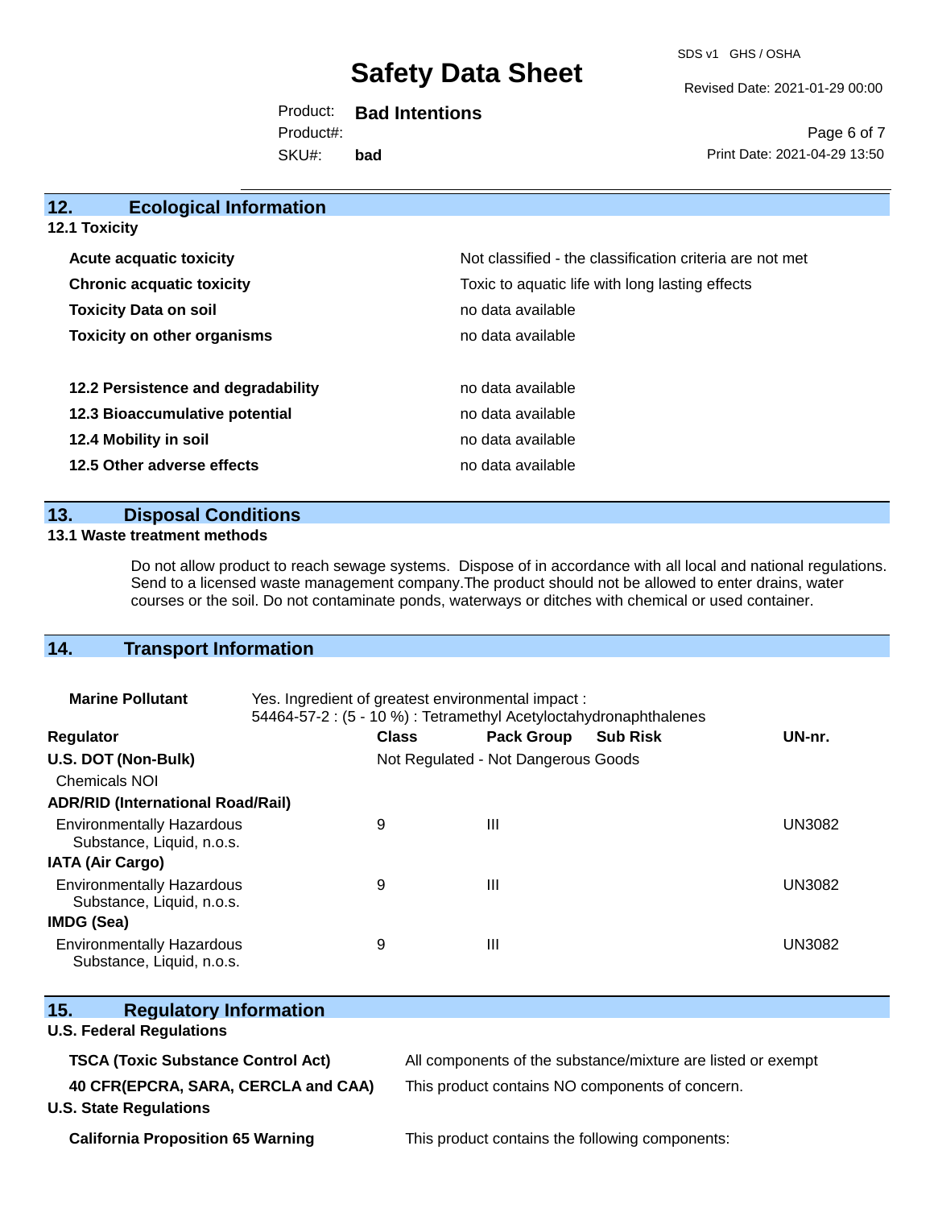## 12. Ecological Information

### 12.1 Toxicity

| | |
|---|---|
| **Acute acquatic toxicity** | Not classified - the classification criteria are not met |
| **Chronic acquatic toxicity** | Toxic to aquatic life with long lasting effects |
| **Toxicity Data on soil** | no data available |
| **Toxicity on other organisms** | no data available |

| | |
|---|---|
| **12.2 Persistence and degradability** | no data available |
| **12.3 Bioaccumulative potential** | no data available |
| **12.4 Mobility in soil** | no data available |
| **12.5 Other adverse effects** | no data available |

## 13. Disposal Conditions

### 13.1 Waste treatment methods

Do not allow product to reach sewage systems. Dispose of in accordance with all local and national regulations. Send to a licensed waste management company.The product should not be allowed to enter drains, water courses or the soil. Do not contaminate ponds, waterways or ditches with chemical or used container.

## 14. Transport Information

**Marine Pollutant** Yes. Ingredient of greatest environmental impact :
54464-57-2 : (5 - 10 %) : Tetramethyl Acetyloctahydronaphthalenes

| Regulator | Class | Pack Group | Sub Risk | UN-nr. |
|---|---|---|---|---|
| **U.S. DOT (Non-Bulk)** | Not Regulated - Not Dangerous Goods | | | |
| Chemicals NOI | | | | |
| **ADR/RID (International Road/Rail)** | | | | |
| Environmentally Hazardous Substance, Liquid, n.o.s. | 9 | III | | UN3082 |
| **IATA (Air Cargo)** | | | | |
| Environmentally Hazardous Substance, Liquid, n.o.s. | 9 | III | | UN3082 |
| **IMDG (Sea)** | | | | |
| Environmentally Hazardous Substance, Liquid, n.o.s. | 9 | III | | UN3082 |

## 15. Regulatory Information

**U.S. Federal Regulations**

| | |
|---|---|
| **TSCA (Toxic Substance Control Act)** | All components of the substance/mixture are listed or exempt |
| **40 CFR(EPCRA, SARA, CERCLA and CAA)** | This product contains NO components of concern. |

**U.S. State Regulations**

| | |
|---|---|
| **California Proposition 65 Warning** | This product contains the following components: |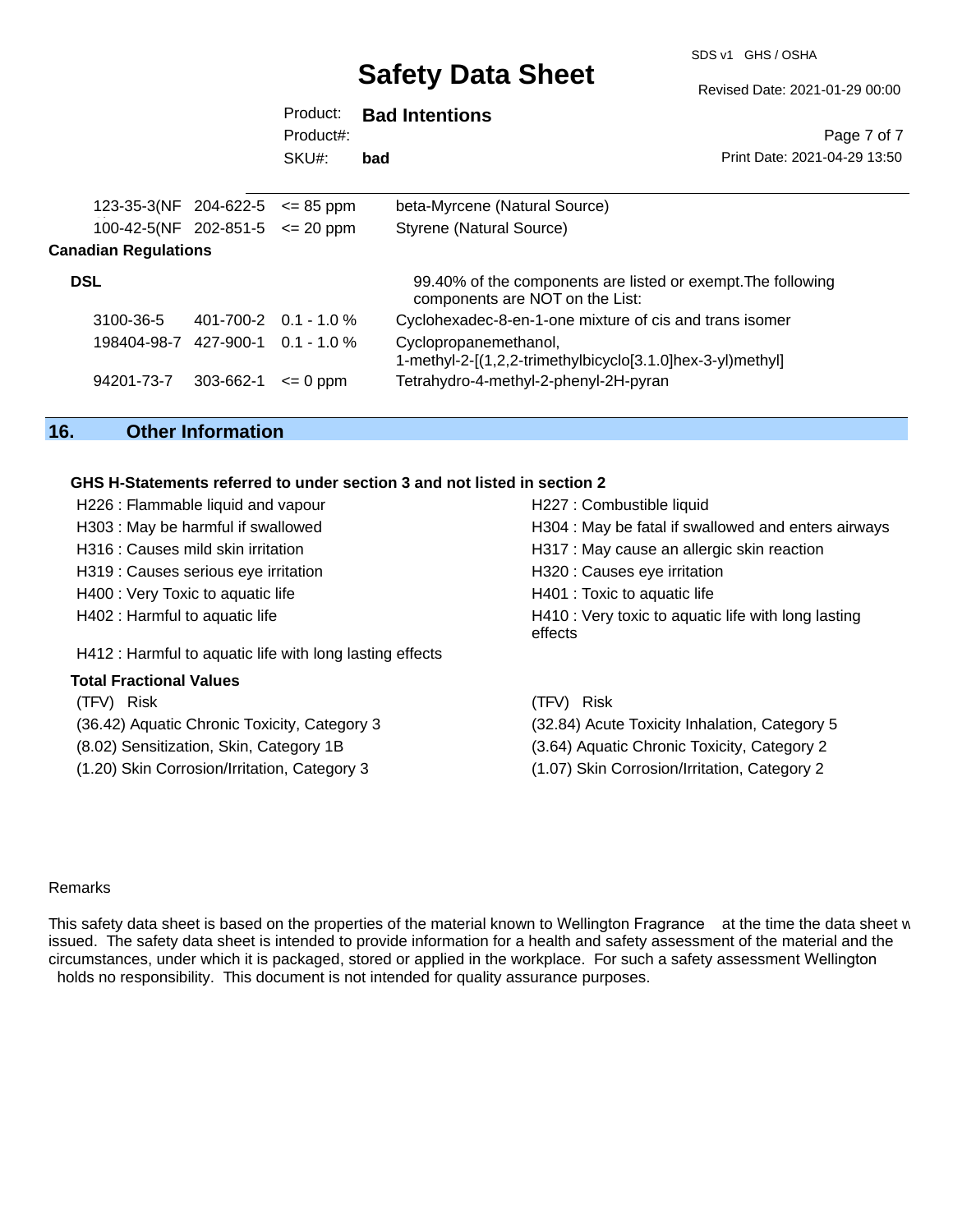| | | | |
|---|---|---|---|
| 123-35-3(NF | 204-622-5 | <= 85 ppm | beta-Myrcene (Natural Source) |
| 100-42-5(NF | 202-851-5 | <= 20 ppm | Styrene (Natural Source) |

**Canadian Regulations**

**DSL**

99.40% of the components are listed or exempt.The following components are NOT on the List:

| | | | |
|---|---|---|---|
| 3100-36-5 | 401-700-2 | 0.1 - 1.0 % | Cyclohexadec-8-en-1-one mixture of cis and trans isomer |
| 198404-98-7 | 427-900-1 | 0.1 - 1.0 % | Cyclopropanemethanol, 1-methyl-2-[(1,2,2-trimethylbicyclo[3.1.0]hex-3-yl)methyl] |
| 94201-73-7 | 303-662-1 | <= 0 ppm | Tetrahydro-4-methyl-2-phenyl-2H-pyran |

## 16. Other Information

### GHS H-Statements referred to under section 3 and not listed in section 2

H226 : Flammable liquid and vapour

H227 : Combustible liquid

H303 : May be harmful if swallowed

H304 : May be fatal if swallowed and enters airways

H316 : Causes mild skin irritation

H317 : May cause an allergic skin reaction

H319 : Causes serious eye irritation

H320 : Causes eye irritation

H400 : Very Toxic to aquatic life

H401 : Toxic to aquatic life

H402 : Harmful to aquatic life

H410 : Very toxic to aquatic life with long lasting effects

H412 : Harmful to aquatic life with long lasting effects

### Total Fractional Values

| (TFV) Risk | (TFV) Risk |
|---|---|
| (36.42) Aquatic Chronic Toxicity, Category 3 | (32.84) Acute Toxicity Inhalation, Category 5 |
| (8.02) Sensitization, Skin, Category 1B | (3.64) Aquatic Chronic Toxicity, Category 2 |
| (1.20) Skin Corrosion/Irritation, Category 3 | (1.07) Skin Corrosion/Irritation, Category 2 |

Remarks

This safety data sheet is based on the properties of the material known to Wellington Fragrance at the time the data sheet w issued. The safety data sheet is intended to provide information for a health and safety assessment of the material and the circumstances, under which it is packaged, stored or applied in the workplace. For such a safety assessment Wellington holds no responsibility. This document is not intended for quality assurance purposes.